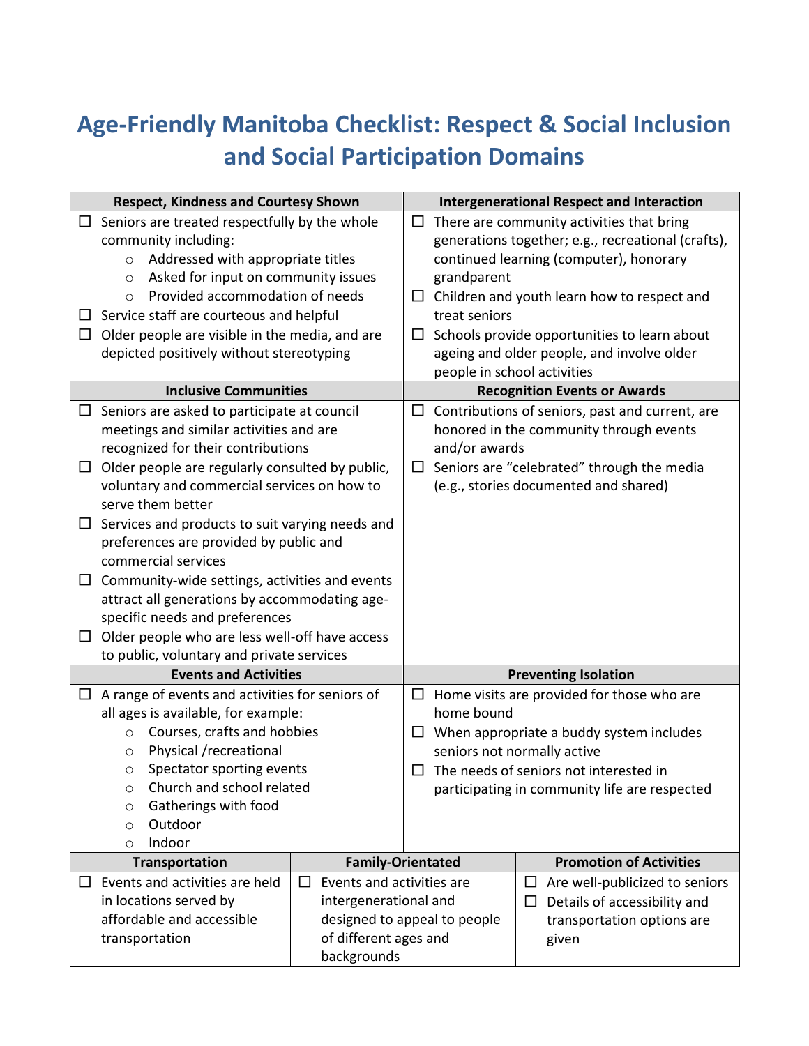# Age-Friendly Manitoba Checklist: Respect & Social Inclusion and Social Participation Domains

### Respect, Kindness and Courtesy Shown

- ☐ Seniors are treated respectfully by the whole community including:
  - Addressed with appropriate titles
  - Asked for input on community issues
  - Provided accommodation of needs
- ☐ Service staff are courteous and helpful
- ☐ Older people are visible in the media, and are depicted positively without stereotyping

### Intergenerational Respect and Interaction

- ☐ There are community activities that bring generations together; e.g., recreational (crafts), continued learning (computer), honorary grandparent
- ☐ Children and youth learn how to respect and treat seniors
- ☐ Schools provide opportunities to learn about ageing and older people, and involve older people in school activities

### Inclusive Communities

- ☐ Seniors are asked to participate at council meetings and similar activities and are recognized for their contributions
- ☐ Older people are regularly consulted by public, voluntary and commercial services on how to serve them better
- ☐ Services and products to suit varying needs and preferences are provided by public and commercial services
- ☐ Community-wide settings, activities and events attract all generations by accommodating age-specific needs and preferences
- ☐ Older people who are less well-off have access to public, voluntary and private services

### Recognition Events or Awards

- ☐ Contributions of seniors, past and current, are honored in the community through events and/or awards
- ☐ Seniors are "celebrated" through the media (e.g., stories documented and shared)

### Events and Activities

- ☐ A range of events and activities for seniors of all ages is available, for example:
  - Courses, crafts and hobbies
  - Physical /recreational
  - Spectator sporting events
  - Church and school related
  - Gatherings with food
  - Outdoor
  - Indoor

### Preventing Isolation

- ☐ Home visits are provided for those who are home bound
- ☐ When appropriate a buddy system includes seniors not normally active
- ☐ The needs of seniors not interested in participating in community life are respected

### Transportation

- ☐ Events and activities are held in locations served by affordable and accessible transportation

### Family-Orientated

- ☐ Events and activities are intergenerational and designed to appeal to people of different ages and backgrounds

### Promotion of Activities

- ☐ Are well-publicized to seniors
- ☐ Details of accessibility and transportation options are given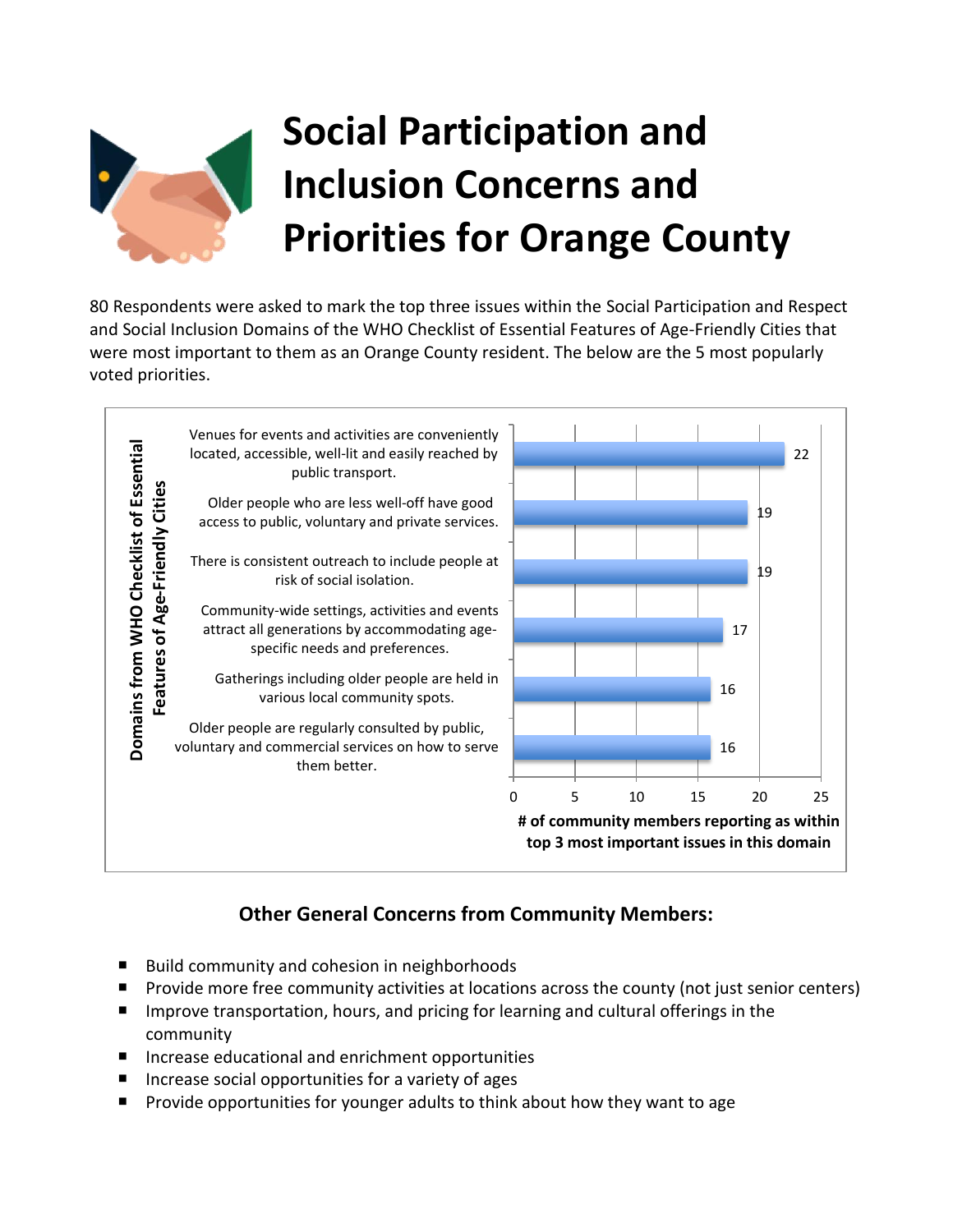# Social Participation and Inclusion Concerns and Priorities for Orange County

80 Respondents were asked to mark the top three issues within the Social Participation and Respect and Social Inclusion Domains of the WHO Checklist of Essential Features of Age-Friendly Cities that were most important to them as an Orange County resident. The below are the 5 most popularly voted priorities.

Domains from WHO Checklist of Essential Features of Age-Friendly Cities

Venues for events and activities are conveniently located, accessible, well-lit and easily reached by public transport.
22

Older people who are less well-off have good access to public, voluntary and private services.
19

There is consistent outreach to include people at risk of social isolation.
19

Community-wide settings, activities and events attract all generations by accommodating age-specific needs and preferences.
17

Gatherings including older people are held in various local community spots.
16

Older people are regularly consulted by public, voluntary and commercial services on how to serve them better.
16

0 5 10 15 20 25

# of community members reporting as within top 3 most important issues in this domain

### Other General Concerns from Community Members:

- Build community and cohesion in neighborhoods
- Provide more free community activities at locations across the county (not just senior centers)
- Improve transportation, hours, and pricing for learning and cultural offerings in the community
- Increase educational and enrichment opportunities
- Increase social opportunities for a variety of ages
- Provide opportunities for younger adults to think about how they want to age